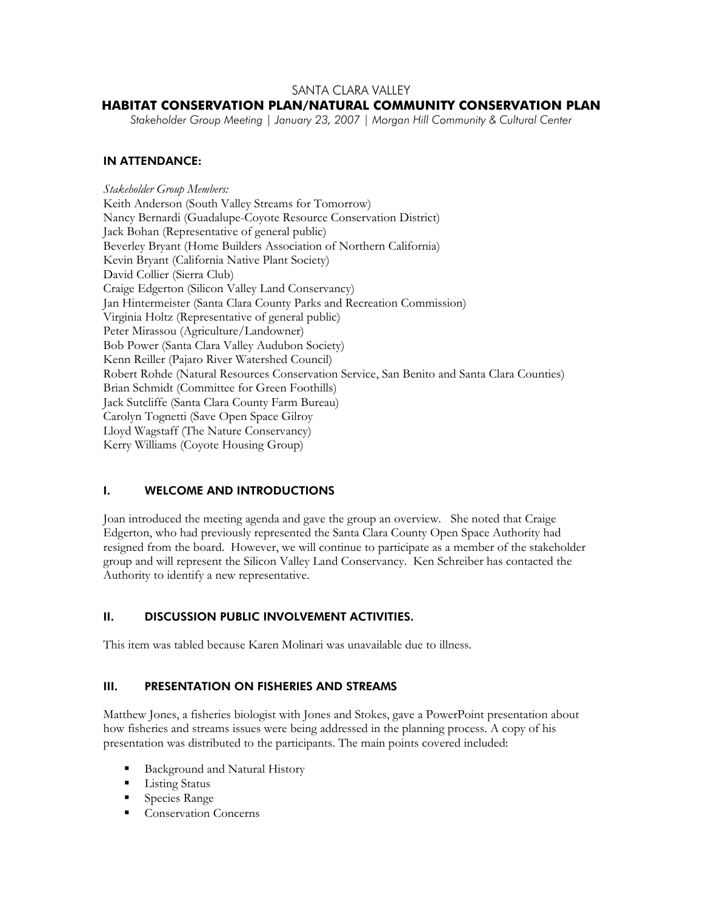SANTA CLARA VALLEY

# HABITAT CONSERVATION PLAN/NATURAL COMMUNITY CONSERVATION PLAN

*Stakeholder Group Meeting | January 23, 2007 | Morgan Hill Community & Cultural Center*

## IN ATTENDANCE:

*Stakeholder Group Members:*
Keith Anderson (South Valley Streams for Tomorrow)
Nancy Bernardi (Guadalupe-Coyote Resource Conservation District)
Jack Bohan (Representative of general public)
Beverley Bryant (Home Builders Association of Northern California)
Kevin Bryant (California Native Plant Society)
David Collier (Sierra Club)
Craige Edgerton (Silicon Valley Land Conservancy)
Jan Hintermeister (Santa Clara County Parks and Recreation Commission)
Virginia Holtz (Representative of general public)
Peter Mirassou (Agriculture/Landowner)
Bob Power (Santa Clara Valley Audubon Society)
Kenn Reiller (Pajaro River Watershed Council)
Robert Rohde (Natural Resources Conservation Service, San Benito and Santa Clara Counties)
Brian Schmidt (Committee for Green Foothills)
Jack Sutcliffe (Santa Clara County Farm Bureau)
Carolyn Tognetti (Save Open Space Gilroy
Lloyd Wagstaff (The Nature Conservancy)
Kerry Williams (Coyote Housing Group)

## I. WELCOME AND INTRODUCTIONS

Joan introduced the meeting agenda and gave the group an overview. She noted that Craige Edgerton, who had previously represented the Santa Clara County Open Space Authority had resigned from the board. However, we will continue to participate as a member of the stakeholder group and will represent the Silicon Valley Land Conservancy. Ken Schreiber has contacted the Authority to identify a new representative.

## II. DISCUSSION PUBLIC INVOLVEMENT ACTIVITIES.

This item was tabled because Karen Molinari was unavailable due to illness.

## III. PRESENTATION ON FISHERIES AND STREAMS

Matthew Jones, a fisheries biologist with Jones and Stokes, gave a PowerPoint presentation about how fisheries and streams issues were being addressed in the planning process. A copy of his presentation was distributed to the participants. The main points covered included:

- Background and Natural History
- Listing Status
- Species Range
- Conservation Concerns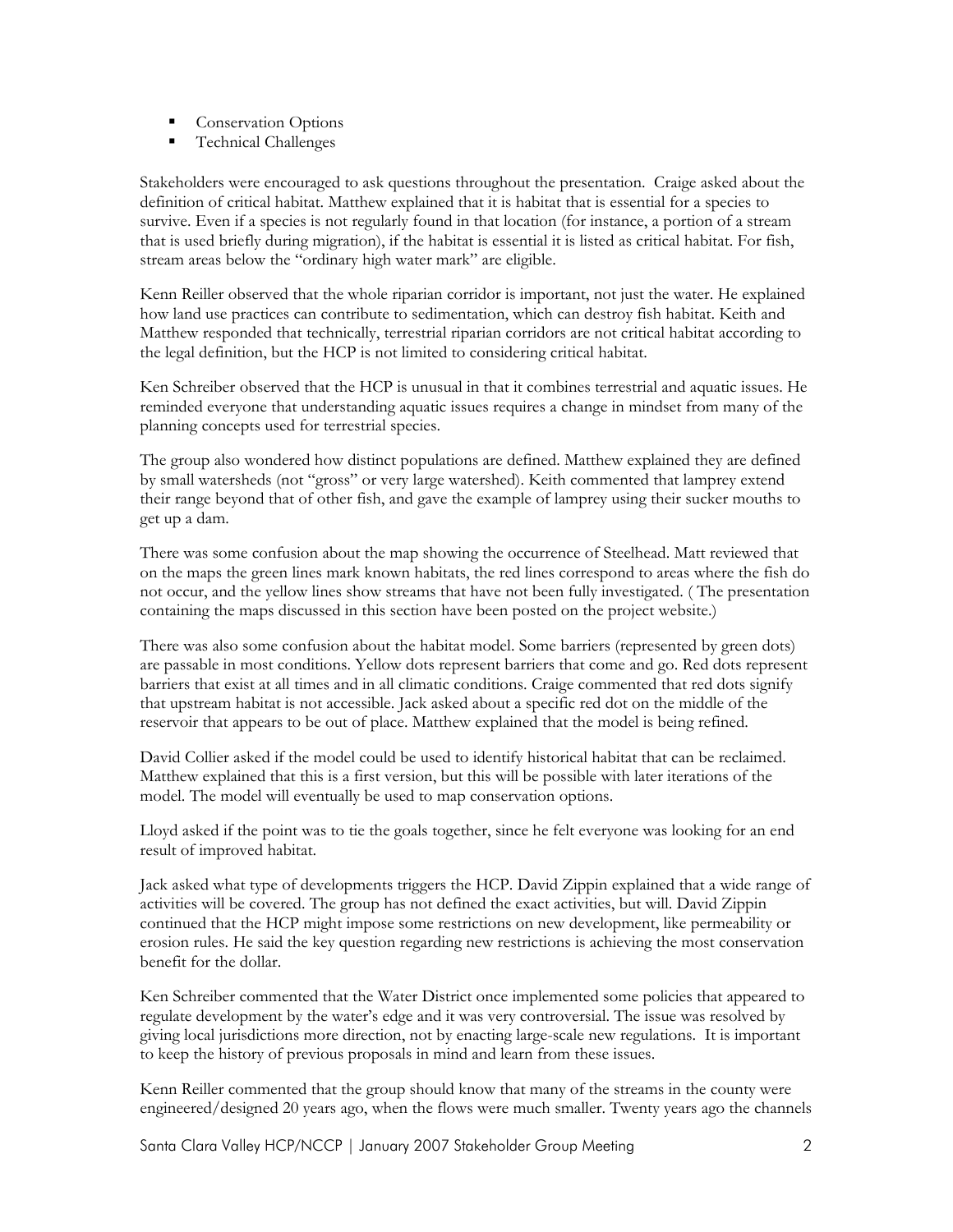- Conservation Options
- Technical Challenges

Stakeholders were encouraged to ask questions throughout the presentation. Craige asked about the definition of critical habitat. Matthew explained that it is habitat that is essential for a species to survive. Even if a species is not regularly found in that location (for instance, a portion of a stream that is used briefly during migration), if the habitat is essential it is listed as critical habitat. For fish, stream areas below the "ordinary high water mark" are eligible.

Kenn Reiller observed that the whole riparian corridor is important, not just the water. He explained how land use practices can contribute to sedimentation, which can destroy fish habitat. Keith and Matthew responded that technically, terrestrial riparian corridors are not critical habitat according to the legal definition, but the HCP is not limited to considering critical habitat.

Ken Schreiber observed that the HCP is unusual in that it combines terrestrial and aquatic issues. He reminded everyone that understanding aquatic issues requires a change in mindset from many of the planning concepts used for terrestrial species.

The group also wondered how distinct populations are defined. Matthew explained they are defined by small watersheds (not "gross" or very large watershed). Keith commented that lamprey extend their range beyond that of other fish, and gave the example of lamprey using their sucker mouths to get up a dam.

There was some confusion about the map showing the occurrence of Steelhead. Matt reviewed that on the maps the green lines mark known habitats, the red lines correspond to areas where the fish do not occur, and the yellow lines show streams that have not been fully investigated. ( The presentation containing the maps discussed in this section have been posted on the project website.)

There was also some confusion about the habitat model. Some barriers (represented by green dots) are passable in most conditions. Yellow dots represent barriers that come and go. Red dots represent barriers that exist at all times and in all climatic conditions. Craige commented that red dots signify that upstream habitat is not accessible. Jack asked about a specific red dot on the middle of the reservoir that appears to be out of place. Matthew explained that the model is being refined.

David Collier asked if the model could be used to identify historical habitat that can be reclaimed. Matthew explained that this is a first version, but this will be possible with later iterations of the model. The model will eventually be used to map conservation options.

Lloyd asked if the point was to tie the goals together, since he felt everyone was looking for an end result of improved habitat.

Jack asked what type of developments triggers the HCP. David Zippin explained that a wide range of activities will be covered. The group has not defined the exact activities, but will. David Zippin continued that the HCP might impose some restrictions on new development, like permeability or erosion rules. He said the key question regarding new restrictions is achieving the most conservation benefit for the dollar.

Ken Schreiber commented that the Water District once implemented some policies that appeared to regulate development by the water's edge and it was very controversial. The issue was resolved by giving local jurisdictions more direction, not by enacting large-scale new regulations. It is important to keep the history of previous proposals in mind and learn from these issues.

Kenn Reiller commented that the group should know that many of the streams in the county were engineered/designed 20 years ago, when the flows were much smaller. Twenty years ago the channels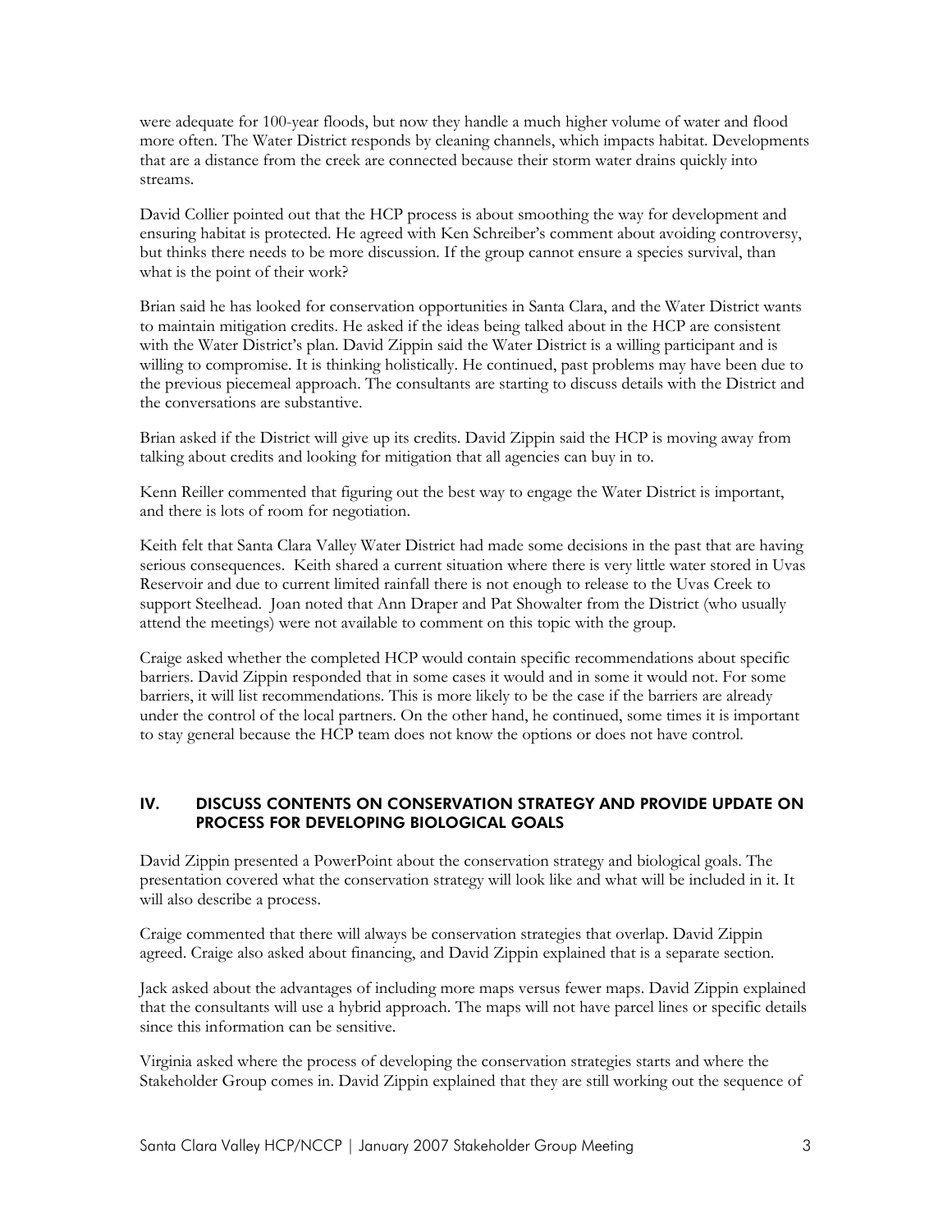were adequate for 100-year floods, but now they handle a much higher volume of water and flood more often. The Water District responds by cleaning channels, which impacts habitat. Developments that are a distance from the creek are connected because their storm water drains quickly into streams.

David Collier pointed out that the HCP process is about smoothing the way for development and ensuring habitat is protected. He agreed with Ken Schreiber's comment about avoiding controversy, but thinks there needs to be more discussion. If the group cannot ensure a species survival, than what is the point of their work?

Brian said he has looked for conservation opportunities in Santa Clara, and the Water District wants to maintain mitigation credits. He asked if the ideas being talked about in the HCP are consistent with the Water District's plan. David Zippin said the Water District is a willing participant and is willing to compromise. It is thinking holistically. He continued, past problems may have been due to the previous piecemeal approach. The consultants are starting to discuss details with the District and the conversations are substantive.

Brian asked if the District will give up its credits. David Zippin said the HCP is moving away from talking about credits and looking for mitigation that all agencies can buy in to.

Kenn Reiller commented that figuring out the best way to engage the Water District is important, and there is lots of room for negotiation.

Keith felt that Santa Clara Valley Water District had made some decisions in the past that are having serious consequences. Keith shared a current situation where there is very little water stored in Uvas Reservoir and due to current limited rainfall there is not enough to release to the Uvas Creek to support Steelhead. Joan noted that Ann Draper and Pat Showalter from the District (who usually attend the meetings) were not available to comment on this topic with the group.

Craige asked whether the completed HCP would contain specific recommendations about specific barriers. David Zippin responded that in some cases it would and in some it would not. For some barriers, it will list recommendations. This is more likely to be the case if the barriers are already under the control of the local partners. On the other hand, he continued, some times it is important to stay general because the HCP team does not know the options or does not have control.

## IV. DISCUSS CONTENTS ON CONSERVATION STRATEGY AND PROVIDE UPDATE ON PROCESS FOR DEVELOPING BIOLOGICAL GOALS

David Zippin presented a PowerPoint about the conservation strategy and biological goals. The presentation covered what the conservation strategy will look like and what will be included in it. It will also describe a process.

Craige commented that there will always be conservation strategies that overlap. David Zippin agreed. Craige also asked about financing, and David Zippin explained that is a separate section.

Jack asked about the advantages of including more maps versus fewer maps. David Zippin explained that the consultants will use a hybrid approach. The maps will not have parcel lines or specific details since this information can be sensitive.

Virginia asked where the process of developing the conservation strategies starts and where the Stakeholder Group comes in. David Zippin explained that they are still working out the sequence of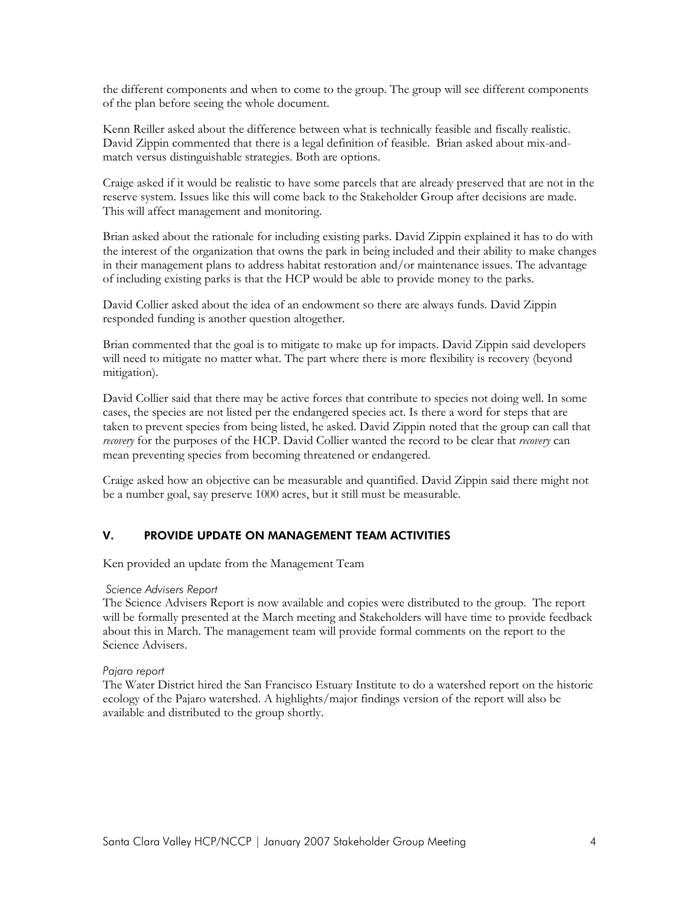the different components and when to come to the group. The group will see different components of the plan before seeing the whole document.

Kenn Reiller asked about the difference between what is technically feasible and fiscally realistic. David Zippin commented that there is a legal definition of feasible. Brian asked about mix-and-match versus distinguishable strategies. Both are options.

Craige asked if it would be realistic to have some parcels that are already preserved that are not in the reserve system. Issues like this will come back to the Stakeholder Group after decisions are made. This will affect management and monitoring.

Brian asked about the rationale for including existing parks. David Zippin explained it has to do with the interest of the organization that owns the park in being included and their ability to make changes in their management plans to address habitat restoration and/or maintenance issues. The advantage of including existing parks is that the HCP would be able to provide money to the parks.

David Collier asked about the idea of an endowment so there are always funds. David Zippin responded funding is another question altogether.

Brian commented that the goal is to mitigate to make up for impacts. David Zippin said developers will need to mitigate no matter what. The part where there is more flexibility is recovery (beyond mitigation).

David Collier said that there may be active forces that contribute to species not doing well. In some cases, the species are not listed per the endangered species act. Is there a word for steps that are taken to prevent species from being listed, he asked. David Zippin noted that the group can call that *recovery* for the purposes of the HCP. David Collier wanted the record to be clear that *recovery* can mean preventing species from becoming threatened or endangered.

Craige asked how an objective can be measurable and quantified. David Zippin said there might not be a number goal, say preserve 1000 acres, but it still must be measurable.

## V. PROVIDE UPDATE ON MANAGEMENT TEAM ACTIVITIES

Ken provided an update from the Management Team

*Science Advisers Report*

The Science Advisers Report is now available and copies were distributed to the group. The report will be formally presented at the March meeting and Stakeholders will have time to provide feedback about this in March. The management team will provide formal comments on the report to the Science Advisers.

*Pajaro report*

The Water District hired the San Francisco Estuary Institute to do a watershed report on the historic ecology of the Pajaro watershed. A highlights/major findings version of the report will also be available and distributed to the group shortly.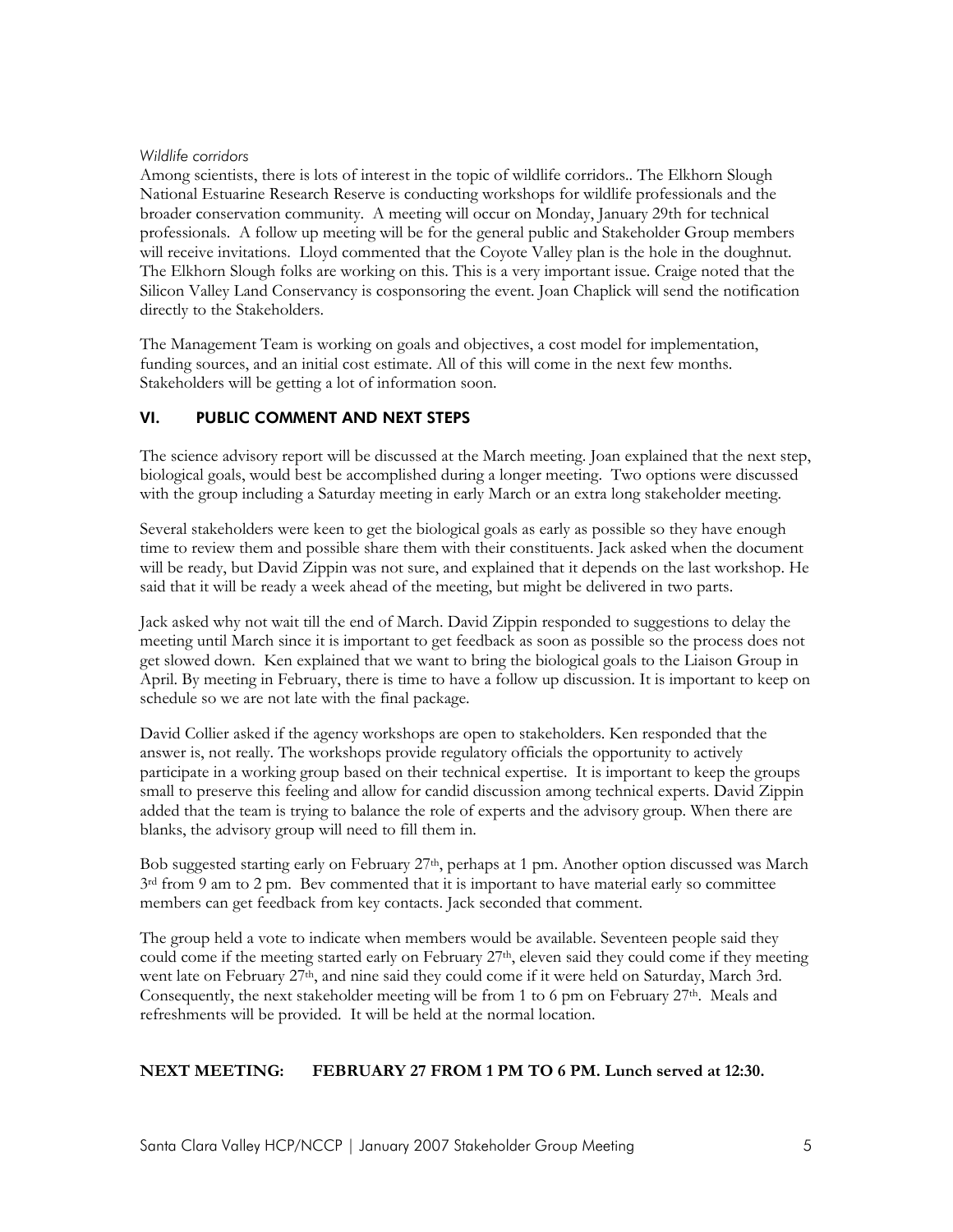*Wildlife corridors*

Among scientists, there is lots of interest in the topic of wildlife corridors.. The Elkhorn Slough National Estuarine Research Reserve is conducting workshops for wildlife professionals and the broader conservation community. A meeting will occur on Monday, January 29th for technical professionals. A follow up meeting will be for the general public and Stakeholder Group members will receive invitations. Lloyd commented that the Coyote Valley plan is the hole in the doughnut. The Elkhorn Slough folks are working on this. This is a very important issue. Craige noted that the Silicon Valley Land Conservancy is cosponsoring the event. Joan Chaplick will send the notification directly to the Stakeholders.

The Management Team is working on goals and objectives, a cost model for implementation, funding sources, and an initial cost estimate. All of this will come in the next few months. Stakeholders will be getting a lot of information soon.

## VI. PUBLIC COMMENT AND NEXT STEPS

The science advisory report will be discussed at the March meeting. Joan explained that the next step, biological goals, would best be accomplished during a longer meeting. Two options were discussed with the group including a Saturday meeting in early March or an extra long stakeholder meeting.

Several stakeholders were keen to get the biological goals as early as possible so they have enough time to review them and possible share them with their constituents. Jack asked when the document will be ready, but David Zippin was not sure, and explained that it depends on the last workshop. He said that it will be ready a week ahead of the meeting, but might be delivered in two parts.

Jack asked why not wait till the end of March. David Zippin responded to suggestions to delay the meeting until March since it is important to get feedback as soon as possible so the process does not get slowed down. Ken explained that we want to bring the biological goals to the Liaison Group in April. By meeting in February, there is time to have a follow up discussion. It is important to keep on schedule so we are not late with the final package.

David Collier asked if the agency workshops are open to stakeholders. Ken responded that the answer is, not really. The workshops provide regulatory officials the opportunity to actively participate in a working group based on their technical expertise. It is important to keep the groups small to preserve this feeling and allow for candid discussion among technical experts. David Zippin added that the team is trying to balance the role of experts and the advisory group. When there are blanks, the advisory group will need to fill them in.

Bob suggested starting early on February 27th, perhaps at 1 pm. Another option discussed was March 3rd from 9 am to 2 pm. Bev commented that it is important to have material early so committee members can get feedback from key contacts. Jack seconded that comment.

The group held a vote to indicate when members would be available. Seventeen people said they could come if the meeting started early on February 27th, eleven said they could come if they meeting went late on February 27th, and nine said they could come if it were held on Saturday, March 3rd. Consequently, the next stakeholder meeting will be from 1 to 6 pm on February 27th. Meals and refreshments will be provided. It will be held at the normal location.

**NEXT MEETING: FEBRUARY 27 FROM 1 PM TO 6 PM. Lunch served at 12:30.**